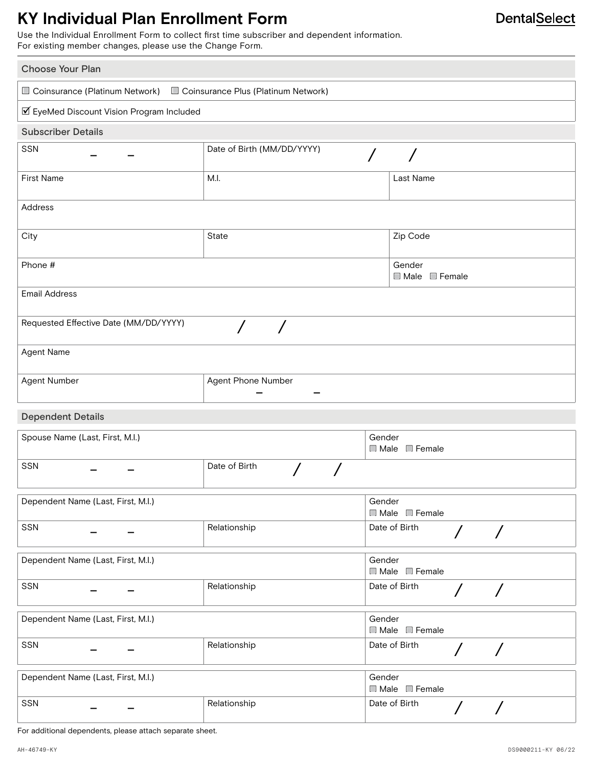# KY Individual Plan Enrollment Form

DentalSelect

Use the Individual Enrollment Form to collect first time subscriber and dependent information.
For existing member changes, please use the Change Form.

## Choose Your Plan

☐ Coinsurance (Platinum Network) ☐ Coinsurance Plus (Platinum Network)

☑ EyeMed Discount Vision Program Included

## Subscriber Details

| | | |
|---|---|---|
| SSN – – | Date of Birth (MM/DD/YYYY) / / | |
| First Name | M.I. | Last Name |
| Address | | |
| City | State | Zip Code |
| Phone # | | Gender ☐ Male ☐ Female |
| Email Address | | |
| Requested Effective Date (MM/DD/YYYY) / / | | |
| Agent Name | | |
| Agent Number | Agent Phone Number – – | |

## Dependent Details

| | | |
|---|---|---|
| Spouse Name (Last, First, M.I.) | | Gender ☐ Male ☐ Female |
| SSN – – | Date of Birth / / | |

| | | |
|---|---|---|
| Dependent Name (Last, First, M.I.) | | Gender ☐ Male ☐ Female |
| SSN – – | Relationship | Date of Birth / / |

| | | |
|---|---|---|
| Dependent Name (Last, First, M.I.) | | Gender ☐ Male ☐ Female |
| SSN – – | Relationship | Date of Birth / / |

| | | |
|---|---|---|
| Dependent Name (Last, First, M.I.) | | Gender ☐ Male ☐ Female |
| SSN – – | Relationship | Date of Birth / / |

| | | |
|---|---|---|
| Dependent Name (Last, First, M.I.) | | Gender ☐ Male ☐ Female |
| SSN – – | Relationship | Date of Birth / / |

For additional dependents, please attach separate sheet.

AH-46749-KY DS9000211-KY 06/22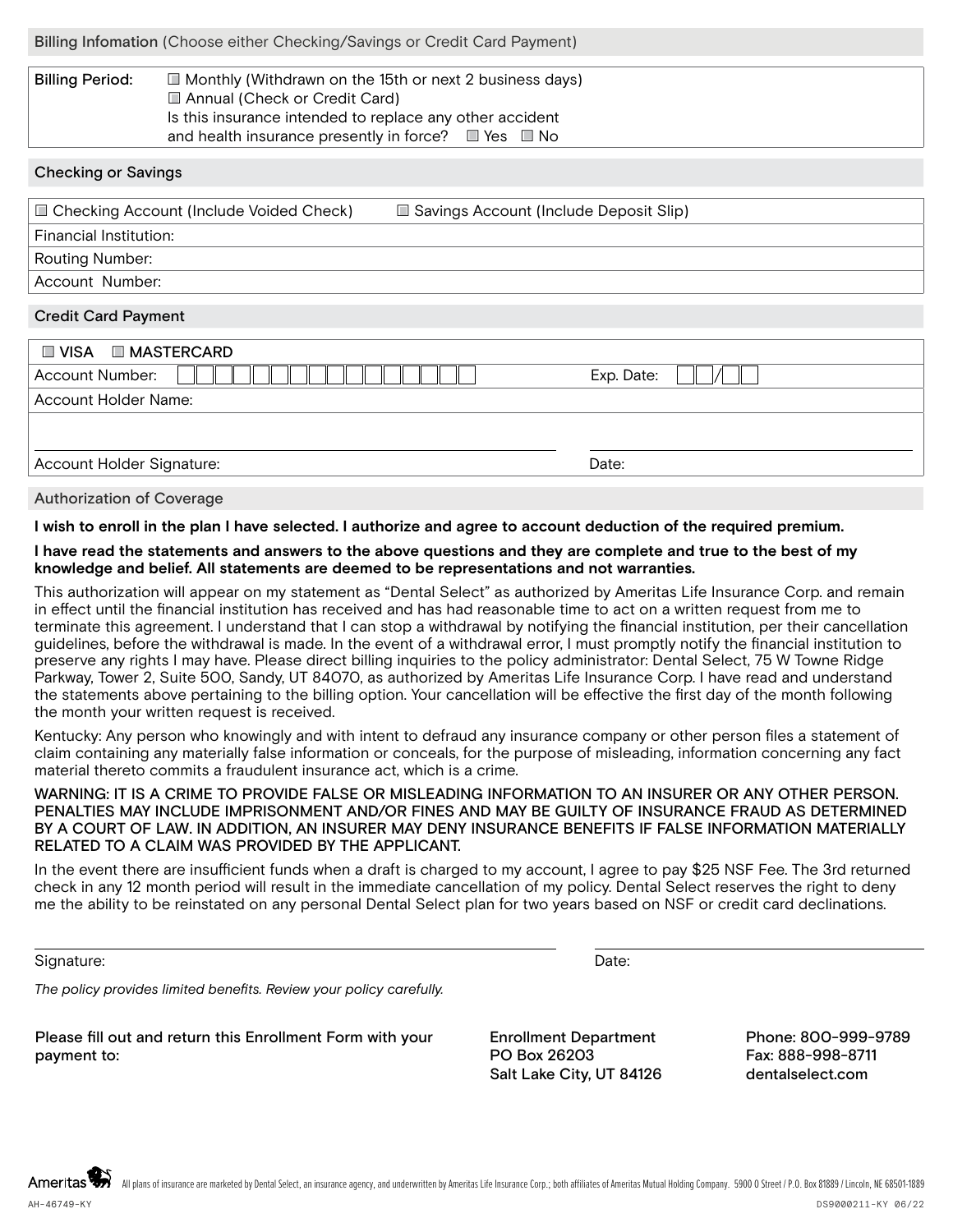## Billing Infomation (Choose either Checking/Savings or Credit Card Payment)

**Billing Period:**
- ☐ Monthly (Withdrawn on the 15th or next 2 business days)
- ☐ Annual (Check or Credit Card)

Is this insurance intended to replace any other accident and health insurance presently in force? ☐ Yes ☐ No

## Checking or Savings

☐ Checking Account (Include Voided Check) ☐ Savings Account (Include Deposit Slip)

Financial Institution:

Routing Number:

Account Number:

## Credit Card Payment

☐ VISA ☐ MASTERCARD

Account Number: ☐☐☐☐☐☐☐☐☐☐☐☐☐☐☐☐ Exp. Date: ☐☐/☐☐

Account Holder Name:

Account Holder Signature: Date:

## Authorization of Coverage

**I wish to enroll in the plan I have selected. I authorize and agree to account deduction of the required premium.**

**I have read the statements and answers to the above questions and they are complete and true to the best of my knowledge and belief. All statements are deemed to be representations and not warranties.**

This authorization will appear on my statement as "Dental Select" as authorized by Ameritas Life Insurance Corp. and remain in effect until the financial institution has received and has had reasonable time to act on a written request from me to terminate this agreement. I understand that I can stop a withdrawal by notifying the financial institution, per their cancellation guidelines, before the withdrawal is made. In the event of a withdrawal error, I must promptly notify the financial institution to preserve any rights I may have. Please direct billing inquiries to the policy administrator: Dental Select, 75 W Towne Ridge Parkway, Tower 2, Suite 500, Sandy, UT 84070, as authorized by Ameritas Life Insurance Corp. I have read and understand the statements above pertaining to the billing option. Your cancellation will be effective the first day of the month following the month your written request is received.

Kentucky: Any person who knowingly and with intent to defraud any insurance company or other person files a statement of claim containing any materially false information or conceals, for the purpose of misleading, information concerning any fact material thereto commits a fraudulent insurance act, which is a crime.

WARNING: IT IS A CRIME TO PROVIDE FALSE OR MISLEADING INFORMATION TO AN INSURER OR ANY OTHER PERSON. PENALTIES MAY INCLUDE IMPRISONMENT AND/OR FINES AND MAY BE GUILTY OF INSURANCE FRAUD AS DETERMINED BY A COURT OF LAW. IN ADDITION, AN INSURER MAY DENY INSURANCE BENEFITS IF FALSE INFORMATION MATERIALLY RELATED TO A CLAIM WAS PROVIDED BY THE APPLICANT.

In the event there are insufficient funds when a draft is charged to my account, I agree to pay $25 NSF Fee. The 3rd returned check in any 12 month period will result in the immediate cancellation of my policy. Dental Select reserves the right to deny me the ability to be reinstated on any personal Dental Select plan for two years based on NSF or credit card declinations.

Signature: Date:

*The policy provides limited benefits. Review your policy carefully.*

Please fill out and return this Enrollment Form with your payment to:

Enrollment Department
PO Box 26203
Salt Lake City, UT 84126

Phone: 800-999-9789
Fax: 888-998-8711
dentalselect.com

Ameritas — All plans of insurance are marketed by Dental Select, an insurance agency, and underwritten by Ameritas Life Insurance Corp.; both affiliates of Ameritas Mutual Holding Company. 5900 O Street / P.O. Box 81889 / Lincoln, NE 68501-1889

AH-46749-KY DS9000211-KY 06/22